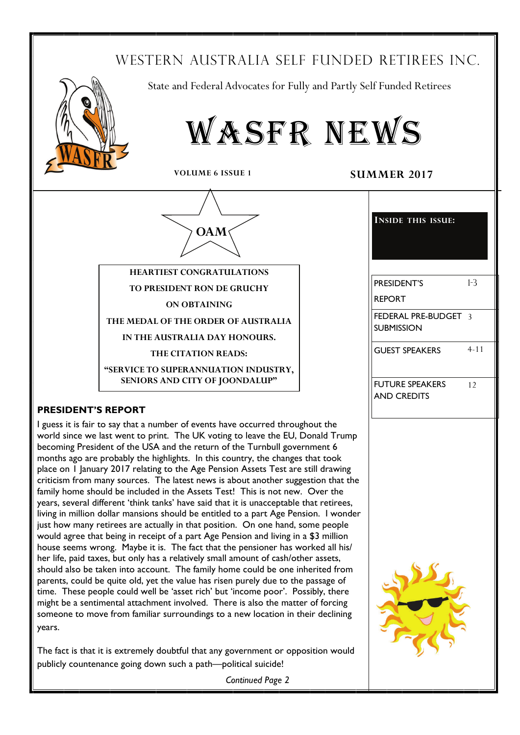# WESTERN AUSTRALIA SELF FUNDED RETIREES INC.

State and Federal Advocates for Fully and Partly Self Funded Retirees

# WASFR NEWS

**VOLUME 6 ISSUE 1** **SUMMER 2017**

**OAM**

**HEARTIEST CONGRATULATIONS**

**TO PRESIDENT RON DE GRUCHY**

**ON OBTAINING**

**THE MEDAL OF THE ORDER OF AUSTRALIA**

**IN THE AUSTRALIA DAY HONOURS.**

**THE CITATION READS:**

**"SERVICE TO SUPERANNUATION INDUSTRY, SENIORS AND CITY OF JOONDALUP"**

**INSIDE THIS ISSUE:**

| | |
|---|---|
| PRESIDENT'S REPORT | 1-3 |
| FEDERAL PRE-BUDGET SUBMISSION | 3 |
| GUEST SPEAKERS | 4-11 |
| FUTURE SPEAKERS AND CREDITS | 12 |

## PRESIDENT'S REPORT

I guess it is fair to say that a number of events have occurred throughout the world since we last went to print. The UK voting to leave the EU, Donald Trump becoming President of the USA and the return of the Turnbull government 6 months ago are probably the highlights. In this country, the changes that took place on 1 January 2017 relating to the Age Pension Assets Test are still drawing criticism from many sources. The latest news is about another suggestion that the family home should be included in the Assets Test! This is not new. Over the years, several different 'think tanks' have said that it is unacceptable that retirees, living in million dollar mansions should be entitled to a part Age Pension. I wonder just how many retirees are actually in that position. On one hand, some people would agree that being in receipt of a part Age Pension and living in a $3 million house seems wrong. Maybe it is. The fact that the pensioner has worked all his/her life, paid taxes, but only has a relatively small amount of cash/other assets, should also be taken into account. The family home could be one inherited from parents, could be quite old, yet the value has risen purely due to the passage of time. These people could well be 'asset rich' but 'income poor'. Possibly, there might be a sentimental attachment involved. There is also the matter of forcing someone to move from familiar surroundings to a new location in their declining years.

The fact is that it is extremely doubtful that any government or opposition would publicly countenance going down such a path—political suicide!

*Continued Page 2*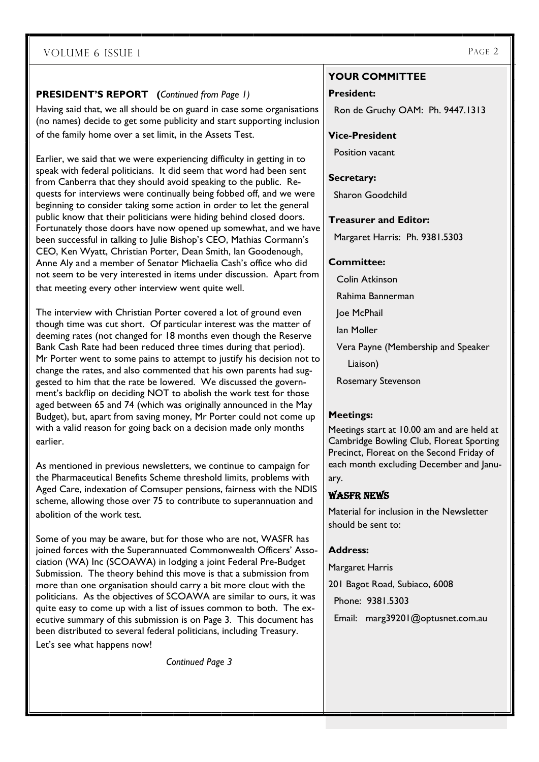## PRESIDENT'S REPORT (*Continued from Page 1)*

Having said that, we all should be on guard in case some organisations (no names) decide to get some publicity and start supporting inclusion of the family home over a set limit, in the Assets Test.

Earlier, we said that we were experiencing difficulty in getting in to speak with federal politicians. It did seem that word had been sent from Canberra that they should avoid speaking to the public. Requests for interviews were continually being fobbed off, and we were beginning to consider taking some action in order to let the general public know that their politicians were hiding behind closed doors. Fortunately those doors have now opened up somewhat, and we have been successful in talking to Julie Bishop's CEO, Mathias Cormann's CEO, Ken Wyatt, Christian Porter, Dean Smith, Ian Goodenough, Anne Aly and a member of Senator Michaelia Cash's office who did not seem to be very interested in items under discussion. Apart from that meeting every other interview went quite well.

The interview with Christian Porter covered a lot of ground even though time was cut short. Of particular interest was the matter of deeming rates (not changed for 18 months even though the Reserve Bank Cash Rate had been reduced three times during that period). Mr Porter went to some pains to attempt to justify his decision not to change the rates, and also commented that his own parents had suggested to him that the rate be lowered. We discussed the government's backflip on deciding NOT to abolish the work test for those aged between 65 and 74 (which was originally announced in the May Budget), but, apart from saving money, Mr Porter could not come up with a valid reason for going back on a decision made only months earlier.

As mentioned in previous newsletters, we continue to campaign for the Pharmaceutical Benefits Scheme threshold limits, problems with Aged Care, indexation of Comsuper pensions, fairness with the NDIS scheme, allowing those over 75 to contribute to superannuation and abolition of the work test.

Some of you may be aware, but for those who are not, WASFR has joined forces with the Superannuated Commonwealth Officers' Association (WA) Inc (SCOAWA) in lodging a joint Federal Pre-Budget Submission. The theory behind this move is that a submission from more than one organisation should carry a bit more clout with the politicians. As the objectives of SCOAWA are similar to ours, it was quite easy to come up with a list of issues common to both. The executive summary of this submission is on Page 3. This document has been distributed to several federal politicians, including Treasury. Let's see what happens now!

*Continued Page 3*

## YOUR COMMITTEE

**President:**

Ron de Gruchy OAM: Ph. 9447.1313

**Vice-President**

Position vacant

**Secretary:**

Sharon Goodchild

**Treasurer and Editor:**

Margaret Harris: Ph. 9381.5303

**Committee:**

Colin Atkinson

Rahima Bannerman

Joe McPhail

Ian Moller

Vera Payne (Membership and Speaker Liaison)

Rosemary Stevenson

**Meetings:**

Meetings start at 10.00 am and are held at Cambridge Bowling Club, Floreat Sporting Precinct, Floreat on the Second Friday of each month excluding December and January.

## WASFR NEWS

Material for inclusion in the Newsletter should be sent to:

**Address:**

Margaret Harris

201 Bagot Road, Subiaco, 6008

Phone: 9381.5303

Email: marg39201@optusnet.com.au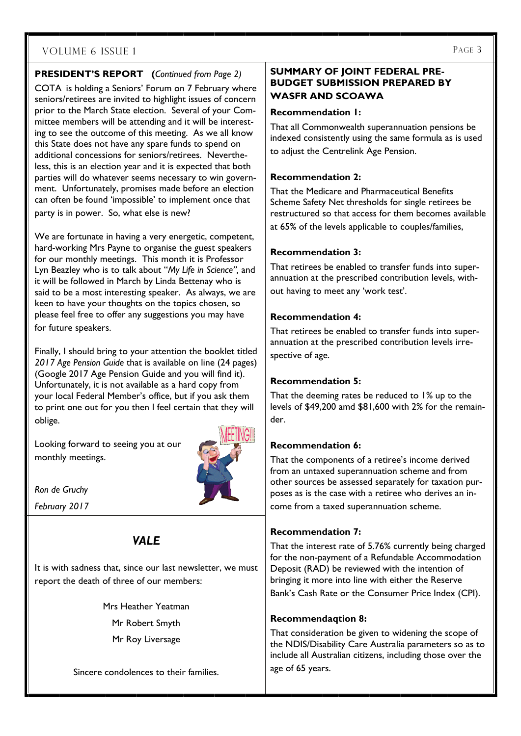## PRESIDENT'S REPORT (*Continued from Page 2)*

COTA is holding a Seniors' Forum on 7 February where seniors/retirees are invited to highlight issues of concern prior to the March State election. Several of your Committee members will be attending and it will be interesting to see the outcome of this meeting. As we all know this State does not have any spare funds to spend on additional concessions for seniors/retirees. Nevertheless, this is an election year and it is expected that both parties will do whatever seems necessary to win government. Unfortunately, promises made before an election can often be found 'impossible' to implement once that party is in power. So, what else is new?

We are fortunate in having a very energetic, competent, hard-working Mrs Payne to organise the guest speakers for our monthly meetings. This month it is Professor Lyn Beazley who is to talk about "*My Life in Science",* and it will be followed in March by Linda Bettenay who is said to be a most interesting speaker. As always, we are keen to have your thoughts on the topics chosen, so please feel free to offer any suggestions you may have for future speakers.

Finally, I should bring to your attention the booklet titled *2017 Age Pension Guide* that is available on line (24 pages) (Google 2017 Age Pension Guide and you will find it). Unfortunately, it is not available as a hard copy from your local Federal Member's office, but if you ask them to print one out for you then I feel certain that they will oblige.

Looking forward to seeing you at our monthly meetings.

*Ron de Gruchy*

*February 2017*

## *VALE*

It is with sadness that, since our last newsletter, we must report the death of three of our members:

Mrs Heather Yeatman

Mr Robert Smyth

Mr Roy Liversage

Sincere condolences to their families.

## SUMMARY OF JOINT FEDERAL PRE-BUDGET SUBMISSION PREPARED BY WASFR AND SCOAWA

**Recommendation 1:**

That all Commonwealth superannuation pensions be indexed consistently using the same formula as is used to adjust the Centrelink Age Pension.

**Recommendation 2:**

That the Medicare and Pharmaceutical Benefits Scheme Safety Net thresholds for single retirees be restructured so that access for them becomes available at 65% of the levels applicable to couples/families,

**Recommendation 3:**

That retirees be enabled to transfer funds into superannuation at the prescribed contribution levels, without having to meet any 'work test'.

**Recommendation 4:**

That retirees be enabled to transfer funds into superannuation at the prescribed contribution levels irrespective of age.

**Recommendation 5:**

That the deeming rates be reduced to 1% up to the levels of $49,200 amd $81,600 with 2% for the remainder.

**Recommendation 6:**

That the components of a retiree's income derived from an untaxed superannuation scheme and from other sources be assessed separately for taxation purposes as is the case with a retiree who derives an income from a taxed superannuation scheme.

**Recommendation 7:**

That the interest rate of 5.76% currently being charged for the non-payment of a Refundable Accommodation Deposit (RAD) be reviewed with the intention of bringing it more into line with either the Reserve Bank's Cash Rate or the Consumer Price Index (CPI).

**Recommendaqtion 8:**

That consideration be given to widening the scope of the NDIS/Disability Care Australia parameters so as to include all Australian citizens, including those over the age of 65 years.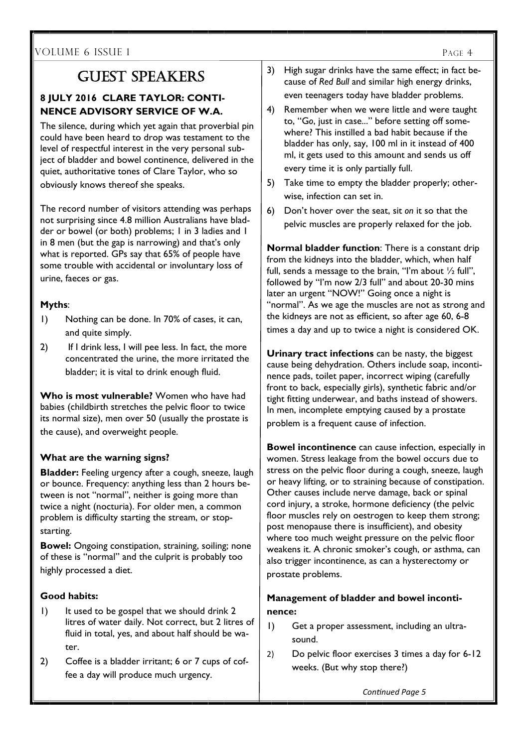# GUEST SPEAKERS

### 8 JULY 2016 CLARE TAYLOR: CONTINENCE ADVISORY SERVICE OF W.A.

The silence, during which yet again that proverbial pin could have been heard to drop was testament to the level of respectful interest in the very personal subject of bladder and bowel continence, delivered in the quiet, authoritative tones of Clare Taylor, who so obviously knows thereof she speaks.

The record number of visitors attending was perhaps not surprising since 4.8 million Australians have bladder or bowel (or both) problems; 1 in 3 ladies and 1 in 8 men (but the gap is narrowing) and that's only what is reported. GPs say that 65% of people have some trouble with accidental or involuntary loss of urine, faeces or gas.

**Myths**:

1) Nothing can be done. In 70% of cases, it can, and quite simply.
2) If I drink less, I will pee less. In fact, the more concentrated the urine, the more irritated the bladder; it is vital to drink enough fluid.

**Who is most vulnerable?** Women who have had babies (childbirth stretches the pelvic floor to twice its normal size), men over 50 (usually the prostate is the cause), and overweight people.

**What are the warning signs?**

**Bladder:** Feeling urgency after a cough, sneeze, laugh or bounce. Frequency: anything less than 2 hours between is not "normal", neither is going more than twice a night (nocturia). For older men, a common problem is difficulty starting the stream, or stop-starting.

**Bowel:** Ongoing constipation, straining, soiling; none of these is "normal" and the culprit is probably too highly processed a diet.

**Good habits:**

1) It used to be gospel that we should drink 2 litres of water daily. Not correct, but 2 litres of fluid in total, yes, and about half should be water.
2) Coffee is a bladder irritant; 6 or 7 cups of coffee a day will produce much urgency.
3) High sugar drinks have the same effect; in fact because of *Red Bull* and similar high energy drinks, even teenagers today have bladder problems.
4) Remember when we were little and were taught to, "Go, just in case..." before setting off somewhere? This instilled a bad habit because if the bladder has only, say, 100 ml in it instead of 400 ml, it gets used to this amount and sends us off every time it is only partially full.
5) Take time to empty the bladder properly; otherwise, infection can set in.
6) Don't hover over the seat, sit *on* it so that the pelvic muscles are properly relaxed for the job.

**Normal bladder function**: There is a constant drip from the kidneys into the bladder, which, when half full, sends a message to the brain, "I'm about ½ full", followed by "I'm now 2/3 full" and about 20-30 mins later an urgent "NOW!" Going once a night is "normal". As we age the muscles are not as strong and the kidneys are not as efficient, so after age 60, 6-8 times a day and up to twice a night is considered OK.

**Urinary tract infections** can be nasty, the biggest cause being dehydration. Others include soap, incontinence pads, toilet paper, incorrect wiping (carefully front to back, especially girls), synthetic fabric and/or tight fitting underwear, and baths instead of showers. In men, incomplete emptying caused by a prostate problem is a frequent cause of infection.

**Bowel incontinence** can cause infection, especially in women. Stress leakage from the bowel occurs due to stress on the pelvic floor during a cough, sneeze, laugh or heavy lifting, or to straining because of constipation. Other causes include nerve damage, back or spinal cord injury, a stroke, hormone deficiency (the pelvic floor muscles rely on oestrogen to keep them strong; post menopause there is insufficient), and obesity where too much weight pressure on the pelvic floor weakens it. A chronic smoker's cough, or asthma, can also trigger incontinence, as can a hysterectomy or prostate problems.

**Management of bladder and bowel incontinence:**

1) Get a proper assessment, including an ultrasound.
2) Do pelvic floor exercises 3 times a day for 6-12 weeks. (But why stop there?)

*Continued Page 5*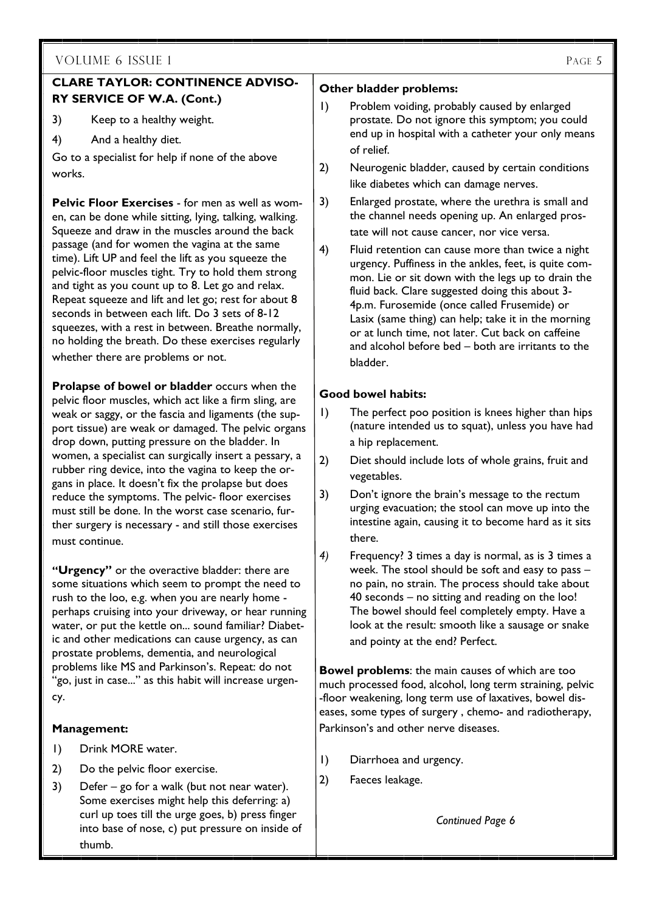## CLARE TAYLOR: CONTINENCE ADVISORY SERVICE OF W.A. (Cont.)

3) Keep to a healthy weight.

4) And a healthy diet.

Go to a specialist for help if none of the above works.

**Pelvic Floor Exercises** - for men as well as women, can be done while sitting, lying, talking, walking. Squeeze and draw in the muscles around the back passage (and for women the vagina at the same time). Lift UP and feel the lift as you squeeze the pelvic-floor muscles tight. Try to hold them strong and tight as you count up to 8. Let go and relax. Repeat squeeze and lift and let go; rest for about 8 seconds in between each lift. Do 3 sets of 8-12 squeezes, with a rest in between. Breathe normally, no holding the breath. Do these exercises regularly whether there are problems or not.

**Prolapse of bowel or bladder** occurs when the pelvic floor muscles, which act like a firm sling, are weak or saggy, or the fascia and ligaments (the support tissue) are weak or damaged. The pelvic organs drop down, putting pressure on the bladder. In women, a specialist can surgically insert a pessary, a rubber ring device, into the vagina to keep the organs in place. It doesn't fix the prolapse but does reduce the symptoms. The pelvic- floor exercises must still be done. In the worst case scenario, further surgery is necessary - and still those exercises must continue.

**"Urgency"** or the overactive bladder: there are some situations which seem to prompt the need to rush to the loo, e.g. when you are nearly home - perhaps cruising into your driveway, or hear running water, or put the kettle on... sound familiar? Diabetic and other medications can cause urgency, as can prostate problems, dementia, and neurological problems like MS and Parkinson's. Repeat: do not "go, just in case..." as this habit will increase urgency.

### Management:

1) Drink MORE water.
2) Do the pelvic floor exercise.
3) Defer – go for a walk (but not near water). Some exercises might help this deferring: a) curl up toes till the urge goes, b) press finger into base of nose, c) put pressure on inside of thumb.

### Other bladder problems:

1) Problem voiding, probably caused by enlarged prostate. Do not ignore this symptom; you could end up in hospital with a catheter your only means of relief.
2) Neurogenic bladder, caused by certain conditions like diabetes which can damage nerves.
3) Enlarged prostate, where the urethra is small and the channel needs opening up. An enlarged prostate will not cause cancer, nor vice versa.
4) Fluid retention can cause more than twice a night urgency. Puffiness in the ankles, feet, is quite common. Lie or sit down with the legs up to drain the fluid back. Clare suggested doing this about 3-4p.m. Furosemide (once called Frusemide) or Lasix (same thing) can help; take it in the morning or at lunch time, not later. Cut back on caffeine and alcohol before bed – both are irritants to the bladder.

### Good bowel habits:

1) The perfect poo position is knees higher than hips (nature intended us to squat), unless you have had a hip replacement.
2) Diet should include lots of whole grains, fruit and vegetables.
3) Don't ignore the brain's message to the rectum urging evacuation; the stool can move up into the intestine again, causing it to become hard as it sits there.
4) Frequency? 3 times a day is normal, as is 3 times a week. The stool should be soft and easy to pass – no pain, no strain. The process should take about 40 seconds – no sitting and reading on the loo! The bowel should feel completely empty. Have a look at the result: smooth like a sausage or snake and pointy at the end? Perfect.

**Bowel problems**: the main causes of which are too much processed food, alcohol, long term straining, pelvic -floor weakening, long term use of laxatives, bowel diseases, some types of surgery , chemo- and radiotherapy, Parkinson's and other nerve diseases.

1) Diarrhoea and urgency.
2) Faeces leakage.

*Continued Page 6*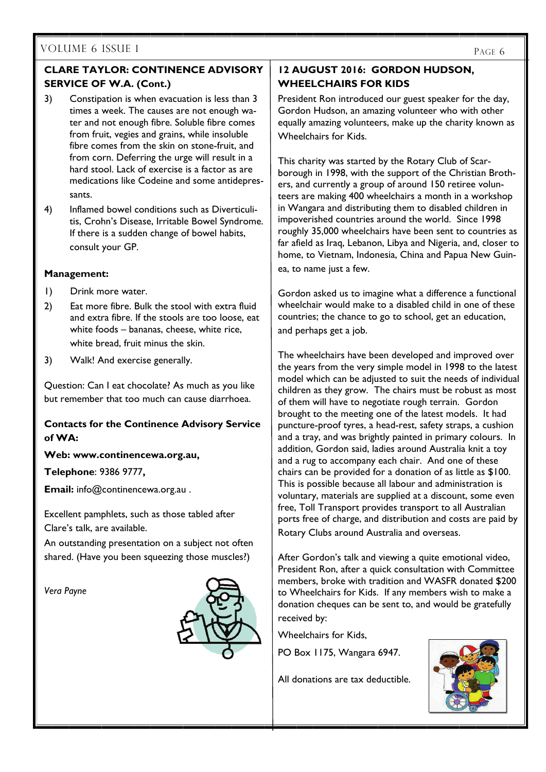## CLARE TAYLOR: CONTINENCE ADVISORY SERVICE OF W.A. (Cont.)

3) Constipation is when evacuation is less than 3 times a week. The causes are not enough water and not enough fibre. Soluble fibre comes from fruit, vegies and grains, while insoluble fibre comes from the skin on stone-fruit, and from corn. Deferring the urge will result in a hard stool. Lack of exercise is a factor as are medications like Codeine and some antidepressants.

4) Inflamed bowel conditions such as Diverticulitis, Crohn's Disease, Irritable Bowel Syndrome. If there is a sudden change of bowel habits, consult your GP.

**Management:**

1) Drink more water.
2) Eat more fibre. Bulk the stool with extra fluid and extra fibre. If the stools are too loose, eat white foods – bananas, cheese, white rice, white bread, fruit minus the skin.
3) Walk! And exercise generally.

Question: Can I eat chocolate? As much as you like but remember that too much can cause diarrhoea.

**Contacts for the Continence Advisory Service of WA:**

**Web: www.continencewa.org.au,**

**Telephone**: 9386 9777**,**

**Email:** info@continencewa.org.au .

Excellent pamphlets, such as those tabled after Clare's talk, are available.

An outstanding presentation on a subject not often shared. (Have you been squeezing those muscles?)

*Vera Payne*

## 12 AUGUST 2016: GORDON HUDSON, WHEELCHAIRS FOR KIDS

President Ron introduced our guest speaker for the day, Gordon Hudson, an amazing volunteer who with other equally amazing volunteers, make up the charity known as Wheelchairs for Kids.

This charity was started by the Rotary Club of Scarborough in 1998, with the support of the Christian Brothers, and currently a group of around 150 retiree volunteers are making 400 wheelchairs a month in a workshop in Wangara and distributing them to disabled children in impoverished countries around the world. Since 1998 roughly 35,000 wheelchairs have been sent to countries as far afield as Iraq, Lebanon, Libya and Nigeria, and, closer to home, to Vietnam, Indonesia, China and Papua New Guinea, to name just a few.

Gordon asked us to imagine what a difference a functional wheelchair would make to a disabled child in one of these countries; the chance to go to school, get an education, and perhaps get a job.

The wheelchairs have been developed and improved over the years from the very simple model in 1998 to the latest model which can be adjusted to suit the needs of individual children as they grow. The chairs must be robust as most of them will have to negotiate rough terrain. Gordon brought to the meeting one of the latest models. It had puncture-proof tyres, a head-rest, safety straps, a cushion and a tray, and was brightly painted in primary colours. In addition, Gordon said, ladies around Australia knit a toy and a rug to accompany each chair. And one of these chairs can be provided for a donation of as little as $100. This is possible because all labour and administration is voluntary, materials are supplied at a discount, some even free, Toll Transport provides transport to all Australian ports free of charge, and distribution and costs are paid by Rotary Clubs around Australia and overseas.

After Gordon's talk and viewing a quite emotional video, President Ron, after a quick consultation with Committee members, broke with tradition and WASFR donated $200 to Wheelchairs for Kids. If any members wish to make a donation cheques can be sent to, and would be gratefully received by:

Wheelchairs for Kids,

PO Box 1175, Wangara 6947.

All donations are tax deductible.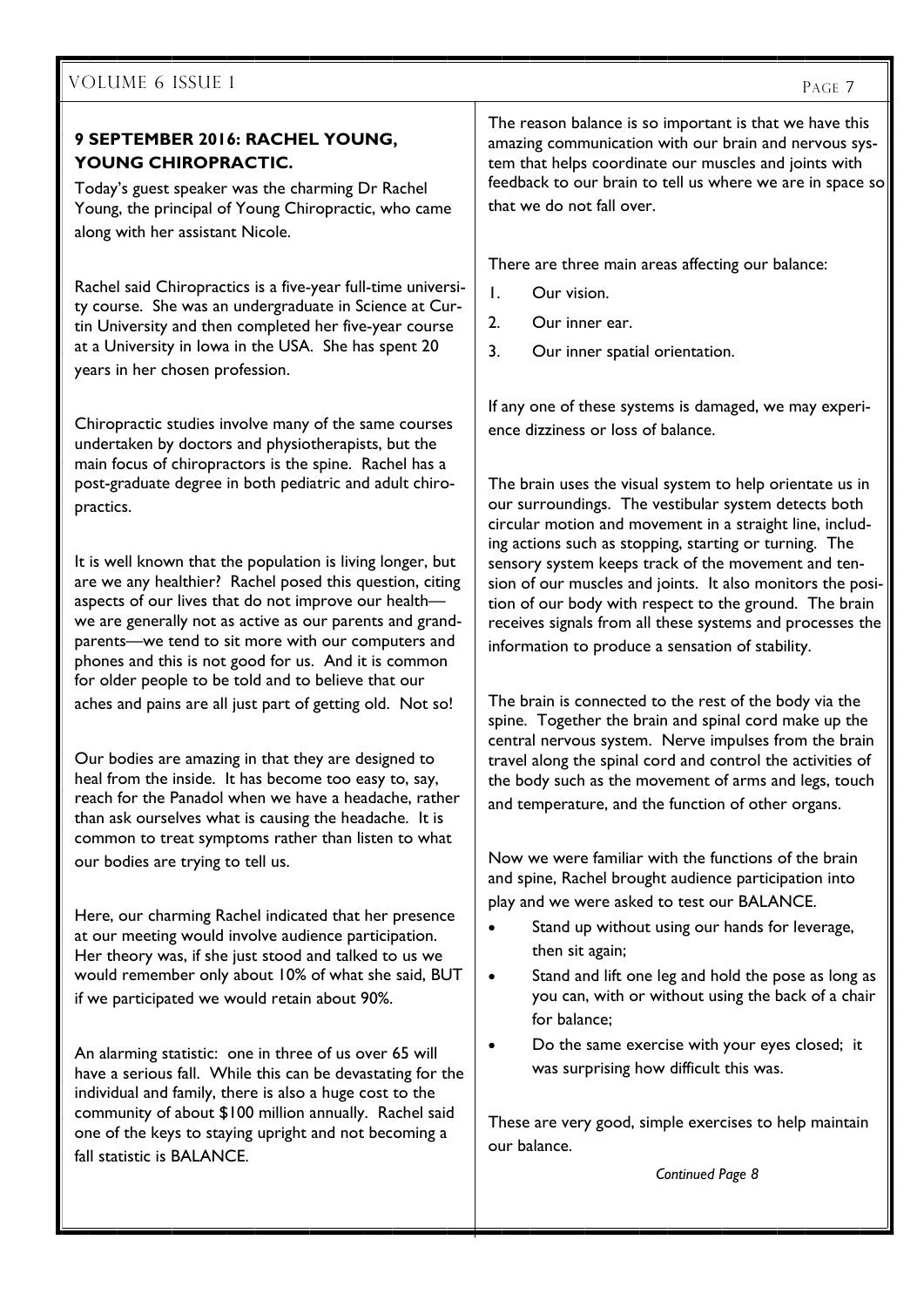## 9 SEPTEMBER 2016: RACHEL YOUNG, YOUNG CHIROPRACTIC.

Today's guest speaker was the charming Dr Rachel Young, the principal of Young Chiropractic, who came along with her assistant Nicole.

Rachel said Chiropractics is a five-year full-time university course. She was an undergraduate in Science at Curtin University and then completed her five-year course at a University in Iowa in the USA. She has spent 20 years in her chosen profession.

Chiropractic studies involve many of the same courses undertaken by doctors and physiotherapists, but the main focus of chiropractors is the spine. Rachel has a post-graduate degree in both pediatric and adult chiropractics.

It is well known that the population is living longer, but are we any healthier? Rachel posed this question, citing aspects of our lives that do not improve our health—we are generally not as active as our parents and grandparents—we tend to sit more with our computers and phones and this is not good for us. And it is common for older people to be told and to believe that our aches and pains are all just part of getting old. Not so!

Our bodies are amazing in that they are designed to heal from the inside. It has become too easy to, say, reach for the Panadol when we have a headache, rather than ask ourselves what is causing the headache. It is common to treat symptoms rather than listen to what our bodies are trying to tell us.

Here, our charming Rachel indicated that her presence at our meeting would involve audience participation. Her theory was, if she just stood and talked to us we would remember only about 10% of what she said, BUT if we participated we would retain about 90%.

An alarming statistic: one in three of us over 65 will have a serious fall. While this can be devastating for the individual and family, there is also a huge cost to the community of about $100 million annually. Rachel said one of the keys to staying upright and not becoming a fall statistic is BALANCE.

The reason balance is so important is that we have this amazing communication with our brain and nervous system that helps coordinate our muscles and joints with feedback to our brain to tell us where we are in space so that we do not fall over.

There are three main areas affecting our balance:

1. Our vision.
2. Our inner ear.
3. Our inner spatial orientation.

If any one of these systems is damaged, we may experience dizziness or loss of balance.

The brain uses the visual system to help orientate us in our surroundings. The vestibular system detects both circular motion and movement in a straight line, including actions such as stopping, starting or turning. The sensory system keeps track of the movement and tension of our muscles and joints. It also monitors the position of our body with respect to the ground. The brain receives signals from all these systems and processes the information to produce a sensation of stability.

The brain is connected to the rest of the body via the spine. Together the brain and spinal cord make up the central nervous system. Nerve impulses from the brain travel along the spinal cord and control the activities of the body such as the movement of arms and legs, touch and temperature, and the function of other organs.

Now we were familiar with the functions of the brain and spine, Rachel brought audience participation into play and we were asked to test our BALANCE.

- Stand up without using our hands for leverage, then sit again;
- Stand and lift one leg and hold the pose as long as you can, with or without using the back of a chair for balance;
- Do the same exercise with your eyes closed; it was surprising how difficult this was.

These are very good, simple exercises to help maintain our balance.

*Continued Page 8*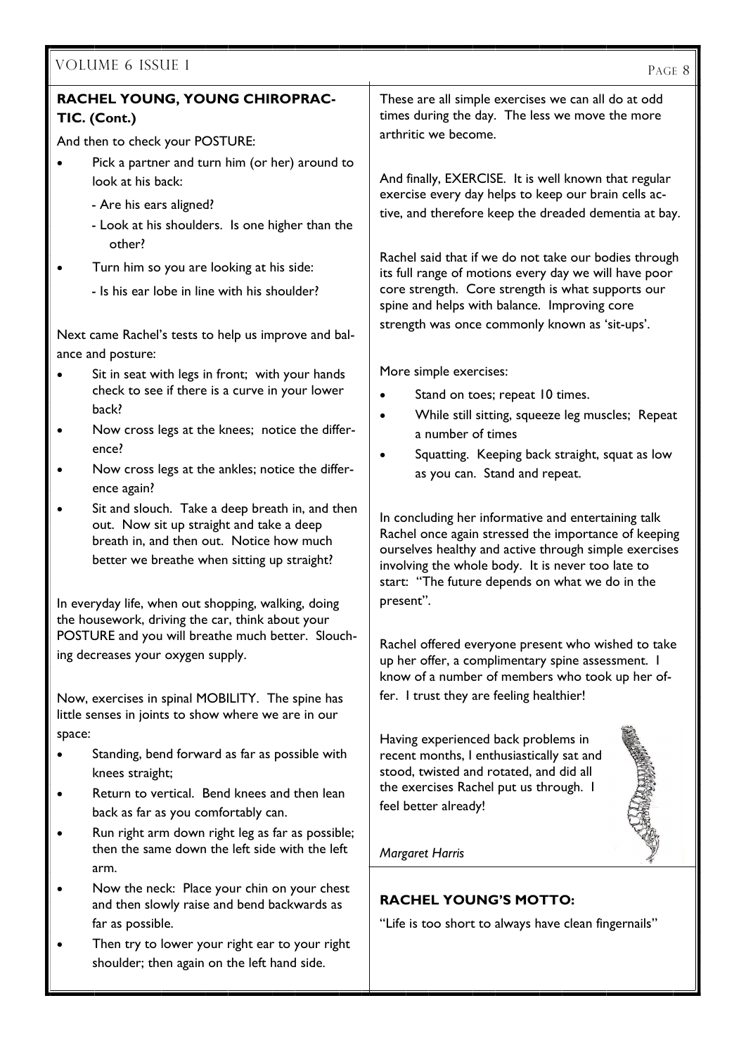## RACHEL YOUNG, YOUNG CHIROPRACTIC. (Cont.)

And then to check your POSTURE:

- Pick a partner and turn him (or her) around to look at his back:
  - Are his ears aligned?
  - Look at his shoulders. Is one higher than the other?
- Turn him so you are looking at his side:
  - Is his ear lobe in line with his shoulder?

Next came Rachel's tests to help us improve and balance and posture:

- Sit in seat with legs in front; with your hands check to see if there is a curve in your lower back?
- Now cross legs at the knees; notice the difference?
- Now cross legs at the ankles; notice the difference again?
- Sit and slouch. Take a deep breath in, and then out. Now sit up straight and take a deep breath in, and then out. Notice how much better we breathe when sitting up straight?

In everyday life, when out shopping, walking, doing the housework, driving the car, think about your POSTURE and you will breathe much better. Slouching decreases your oxygen supply.

Now, exercises in spinal MOBILITY. The spine has little senses in joints to show where we are in our space:

- Standing, bend forward as far as possible with knees straight;
- Return to vertical. Bend knees and then lean back as far as you comfortably can.
- Run right arm down right leg as far as possible; then the same down the left side with the left arm.
- Now the neck: Place your chin on your chest and then slowly raise and bend backwards as far as possible.
- Then try to lower your right ear to your right shoulder; then again on the left hand side.

These are all simple exercises we can all do at odd times during the day. The less we move the more arthritic we become.

And finally, EXERCISE. It is well known that regular exercise every day helps to keep our brain cells active, and therefore keep the dreaded dementia at bay.

Rachel said that if we do not take our bodies through its full range of motions every day we will have poor core strength. Core strength is what supports our spine and helps with balance. Improving core strength was once commonly known as 'sit-ups'.

More simple exercises:

- Stand on toes; repeat 10 times.
- While still sitting, squeeze leg muscles; Repeat a number of times
- Squatting. Keeping back straight, squat as low as you can. Stand and repeat.

In concluding her informative and entertaining talk Rachel once again stressed the importance of keeping ourselves healthy and active through simple exercises involving the whole body. It is never too late to start: "The future depends on what we do in the present".

Rachel offered everyone present who wished to take up her offer, a complimentary spine assessment. I know of a number of members who took up her offer. I trust they are feeling healthier!

Having experienced back problems in recent months, I enthusiastically sat and stood, twisted and rotated, and did all the exercises Rachel put us through. I feel better already!

*Margaret Harris*

### RACHEL YOUNG'S MOTTO:

"Life is too short to always have clean fingernails"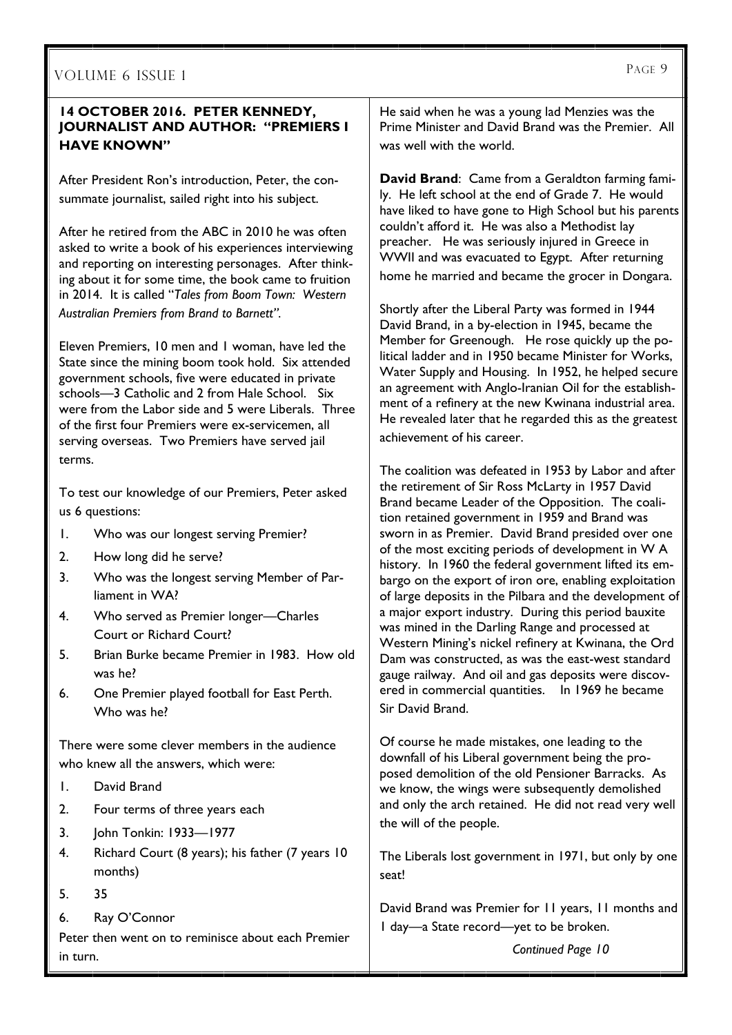### 14 OCTOBER 2016. PETER KENNEDY, JOURNALIST AND AUTHOR: "PREMIERS I HAVE KNOWN"

After President Ron's introduction, Peter, the consummate journalist, sailed right into his subject.

After he retired from the ABC in 2010 he was often asked to write a book of his experiences interviewing and reporting on interesting personages. After thinking about it for some time, the book came to fruition in 2014. It is called "*Tales from Boom Town: Western Australian Premiers from Brand to Barnett"*.

Eleven Premiers, 10 men and 1 woman, have led the State since the mining boom took hold. Six attended government schools, five were educated in private schools—3 Catholic and 2 from Hale School. Six were from the Labor side and 5 were Liberals. Three of the first four Premiers were ex-servicemen, all serving overseas. Two Premiers have served jail terms.

To test our knowledge of our Premiers, Peter asked us 6 questions:

1. Who was our longest serving Premier?
2. How long did he serve?
3. Who was the longest serving Member of Parliament in WA?
4. Who served as Premier longer—Charles Court or Richard Court?
5. Brian Burke became Premier in 1983. How old was he?
6. One Premier played football for East Perth. Who was he?

There were some clever members in the audience who knew all the answers, which were:

1. David Brand
2. Four terms of three years each
3. John Tonkin: 1933—1977
4. Richard Court (8 years); his father (7 years 10 months)
5. 35
6. Ray O'Connor

Peter then went on to reminisce about each Premier in turn.

He said when he was a young lad Menzies was the Prime Minister and David Brand was the Premier. All was well with the world.

**David Brand**: Came from a Geraldton farming family. He left school at the end of Grade 7. He would have liked to have gone to High School but his parents couldn't afford it. He was also a Methodist lay preacher. He was seriously injured in Greece in WWII and was evacuated to Egypt. After returning home he married and became the grocer in Dongara.

Shortly after the Liberal Party was formed in 1944 David Brand, in a by-election in 1945, became the Member for Greenough. He rose quickly up the political ladder and in 1950 became Minister for Works, Water Supply and Housing. In 1952, he helped secure an agreement with Anglo-Iranian Oil for the establishment of a refinery at the new Kwinana industrial area. He revealed later that he regarded this as the greatest achievement of his career.

The coalition was defeated in 1953 by Labor and after the retirement of Sir Ross McLarty in 1957 David Brand became Leader of the Opposition. The coalition retained government in 1959 and Brand was sworn in as Premier. David Brand presided over one of the most exciting periods of development in W A history. In 1960 the federal government lifted its embargo on the export of iron ore, enabling exploitation of large deposits in the Pilbara and the development of a major export industry. During this period bauxite was mined in the Darling Range and processed at Western Mining's nickel refinery at Kwinana, the Ord Dam was constructed, as was the east-west standard gauge railway. And oil and gas deposits were discovered in commercial quantities. In 1969 he became Sir David Brand.

Of course he made mistakes, one leading to the downfall of his Liberal government being the proposed demolition of the old Pensioner Barracks. As we know, the wings were subsequently demolished and only the arch retained. He did not read very well the will of the people.

The Liberals lost government in 1971, but only by one seat!

David Brand was Premier for 11 years, 11 months and 1 day—a State record—yet to be broken.

*Continued Page 10*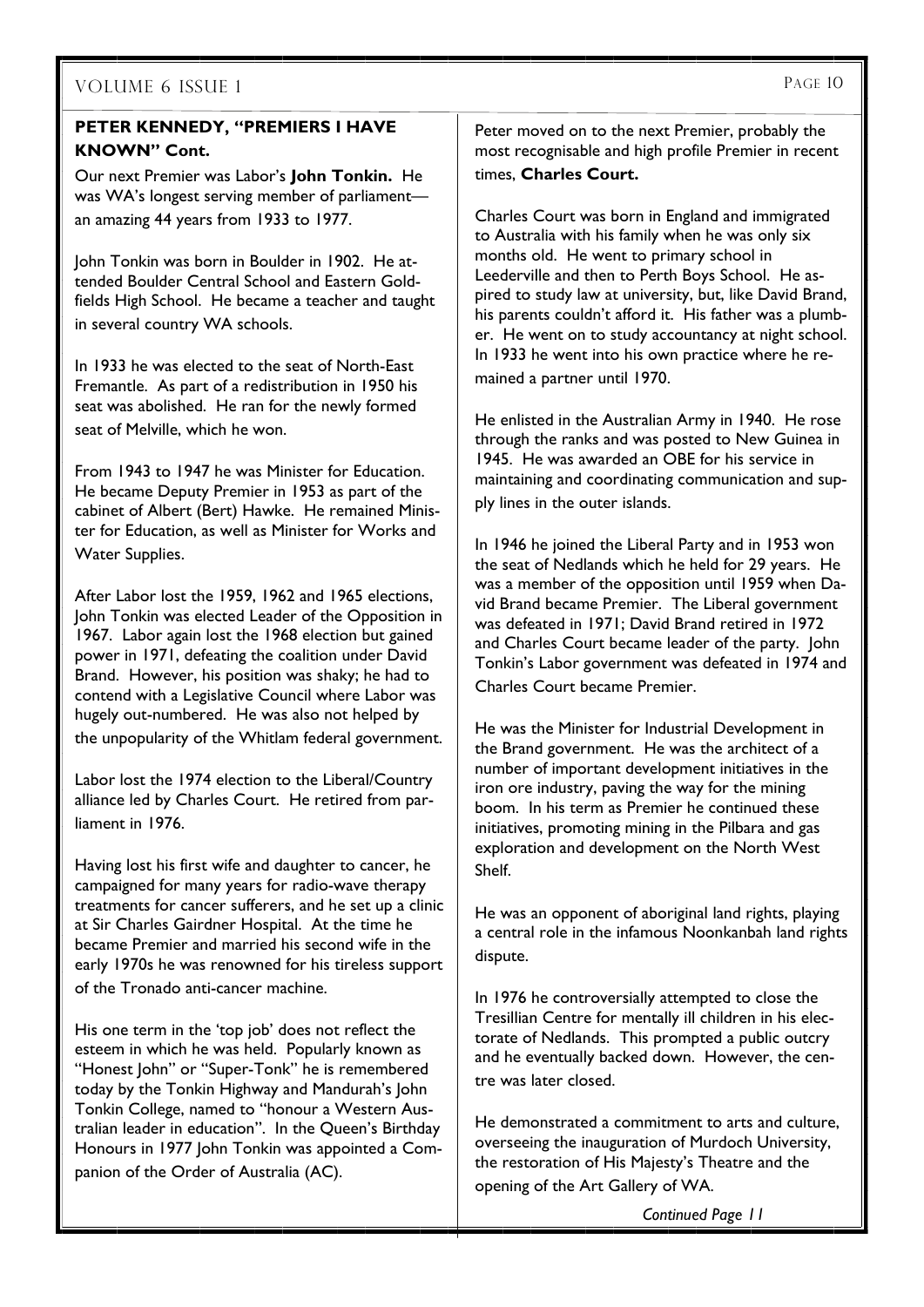## PETER KENNEDY, "PREMIERS I HAVE KNOWN" Cont.

Our next Premier was Labor's **John Tonkin.** He was WA's longest serving member of parliament—an amazing 44 years from 1933 to 1977.

John Tonkin was born in Boulder in 1902. He attended Boulder Central School and Eastern Goldfields High School. He became a teacher and taught in several country WA schools.

In 1933 he was elected to the seat of North-East Fremantle. As part of a redistribution in 1950 his seat was abolished. He ran for the newly formed seat of Melville, which he won.

From 1943 to 1947 he was Minister for Education. He became Deputy Premier in 1953 as part of the cabinet of Albert (Bert) Hawke. He remained Minister for Education, as well as Minister for Works and Water Supplies.

After Labor lost the 1959, 1962 and 1965 elections, John Tonkin was elected Leader of the Opposition in 1967. Labor again lost the 1968 election but gained power in 1971, defeating the coalition under David Brand. However, his position was shaky; he had to contend with a Legislative Council where Labor was hugely out-numbered. He was also not helped by the unpopularity of the Whitlam federal government.

Labor lost the 1974 election to the Liberal/Country alliance led by Charles Court. He retired from parliament in 1976.

Having lost his first wife and daughter to cancer, he campaigned for many years for radio-wave therapy treatments for cancer sufferers, and he set up a clinic at Sir Charles Gairdner Hospital. At the time he became Premier and married his second wife in the early 1970s he was renowned for his tireless support of the Tronado anti-cancer machine.

His one term in the 'top job' does not reflect the esteem in which he was held. Popularly known as "Honest John" or "Super-Tonk" he is remembered today by the Tonkin Highway and Mandurah's John Tonkin College, named to "honour a Western Australian leader in education". In the Queen's Birthday Honours in 1977 John Tonkin was appointed a Companion of the Order of Australia (AC).

Peter moved on to the next Premier, probably the most recognisable and high profile Premier in recent times, **Charles Court.**

Charles Court was born in England and immigrated to Australia with his family when he was only six months old. He went to primary school in Leederville and then to Perth Boys School. He aspired to study law at university, but, like David Brand, his parents couldn't afford it. His father was a plumber. He went on to study accountancy at night school. In 1933 he went into his own practice where he remained a partner until 1970.

He enlisted in the Australian Army in 1940. He rose through the ranks and was posted to New Guinea in 1945. He was awarded an OBE for his service in maintaining and coordinating communication and supply lines in the outer islands.

In 1946 he joined the Liberal Party and in 1953 won the seat of Nedlands which he held for 29 years. He was a member of the opposition until 1959 when David Brand became Premier. The Liberal government was defeated in 1971; David Brand retired in 1972 and Charles Court became leader of the party. John Tonkin's Labor government was defeated in 1974 and Charles Court became Premier.

He was the Minister for Industrial Development in the Brand government. He was the architect of a number of important development initiatives in the iron ore industry, paving the way for the mining boom. In his term as Premier he continued these initiatives, promoting mining in the Pilbara and gas exploration and development on the North West Shelf.

He was an opponent of aboriginal land rights, playing a central role in the infamous Noonkanbah land rights dispute.

In 1976 he controversially attempted to close the Tresillian Centre for mentally ill children in his electorate of Nedlands. This prompted a public outcry and he eventually backed down. However, the centre was later closed.

He demonstrated a commitment to arts and culture, overseeing the inauguration of Murdoch University, the restoration of His Majesty's Theatre and the opening of the Art Gallery of WA.

*Continued Page 11*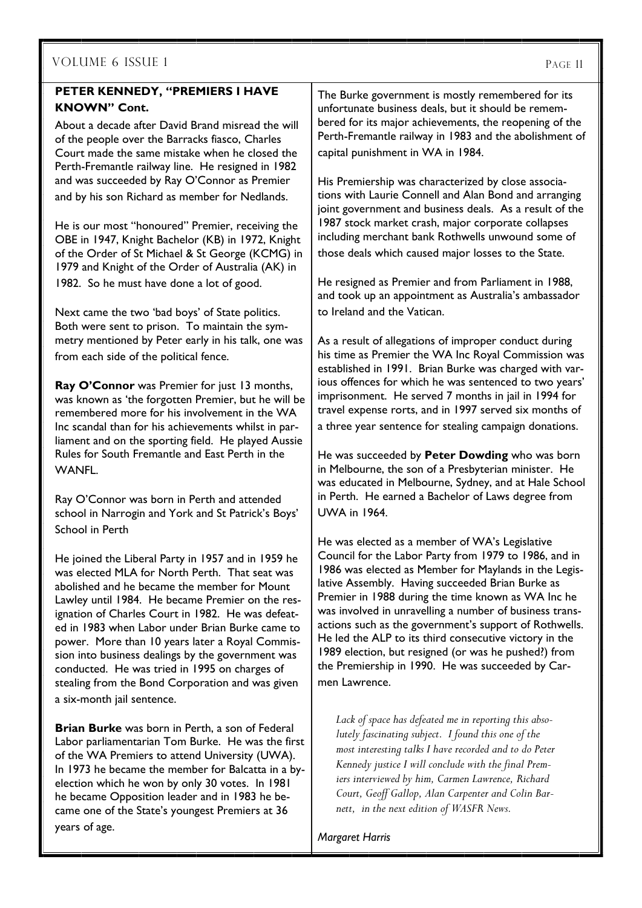## PETER KENNEDY, "PREMIERS I HAVE KNOWN" Cont.

About a decade after David Brand misread the will of the people over the Barracks fiasco, Charles Court made the same mistake when he closed the Perth-Fremantle railway line. He resigned in 1982 and was succeeded by Ray O'Connor as Premier and by his son Richard as member for Nedlands.

He is our most "honoured" Premier, receiving the OBE in 1947, Knight Bachelor (KB) in 1972, Knight of the Order of St Michael & St George (KCMG) in 1979 and Knight of the Order of Australia (AK) in 1982. So he must have done a lot of good.

Next came the two 'bad boys' of State politics. Both were sent to prison. To maintain the symmetry mentioned by Peter early in his talk, one was from each side of the political fence.

**Ray O'Connor** was Premier for just 13 months, was known as 'the forgotten Premier, but he will be remembered more for his involvement in the WA Inc scandal than for his achievements whilst in parliament and on the sporting field. He played Aussie Rules for South Fremantle and East Perth in the WANFL.

Ray O'Connor was born in Perth and attended school in Narrogin and York and St Patrick's Boys' School in Perth

He joined the Liberal Party in 1957 and in 1959 he was elected MLA for North Perth. That seat was abolished and he became the member for Mount Lawley until 1984. He became Premier on the resignation of Charles Court in 1982. He was defeated in 1983 when Labor under Brian Burke came to power. More than 10 years later a Royal Commission into business dealings by the government was conducted. He was tried in 1995 on charges of stealing from the Bond Corporation and was given a six-month jail sentence.

**Brian Burke** was born in Perth, a son of Federal Labor parliamentarian Tom Burke. He was the first of the WA Premiers to attend University (UWA). In 1973 he became the member for Balcatta in a by-election which he won by only 30 votes. In 1981 he became Opposition leader and in 1983 he became one of the State's youngest Premiers at 36 years of age.

The Burke government is mostly remembered for its unfortunate business deals, but it should be remembered for its major achievements, the reopening of the Perth-Fremantle railway in 1983 and the abolishment of capital punishment in WA in 1984.

His Premiership was characterized by close associations with Laurie Connell and Alan Bond and arranging joint government and business deals. As a result of the 1987 stock market crash, major corporate collapses including merchant bank Rothwells unwound some of those deals which caused major losses to the State.

He resigned as Premier and from Parliament in 1988, and took up an appointment as Australia's ambassador to Ireland and the Vatican.

As a result of allegations of improper conduct during his time as Premier the WA Inc Royal Commission was established in 1991. Brian Burke was charged with various offences for which he was sentenced to two years' imprisonment. He served 7 months in jail in 1994 for travel expense rorts, and in 1997 served six months of a three year sentence for stealing campaign donations.

He was succeeded by **Peter Dowding** who was born in Melbourne, the son of a Presbyterian minister. He was educated in Melbourne, Sydney, and at Hale School in Perth. He earned a Bachelor of Laws degree from UWA in 1964.

He was elected as a member of WA's Legislative Council for the Labor Party from 1979 to 1986, and in 1986 was elected as Member for Maylands in the Legislative Assembly. Having succeeded Brian Burke as Premier in 1988 during the time known as WA Inc he was involved in unravelling a number of business transactions such as the government's support of Rothwells. He led the ALP to its third consecutive victory in the 1989 election, but resigned (or was he pushed?) from the Premiership in 1990. He was succeeded by Carmen Lawrence.

*Lack of space has defeated me in reporting this absolutely fascinating subject. I found this one of the most interesting talks I have recorded and to do Peter Kennedy justice I will conclude with the final Premiers interviewed by him, Carmen Lawrence, Richard Court, Geoff Gallop, Alan Carpenter and Colin Barnett, in the next edition of WASFR News.*

*Margaret Harris*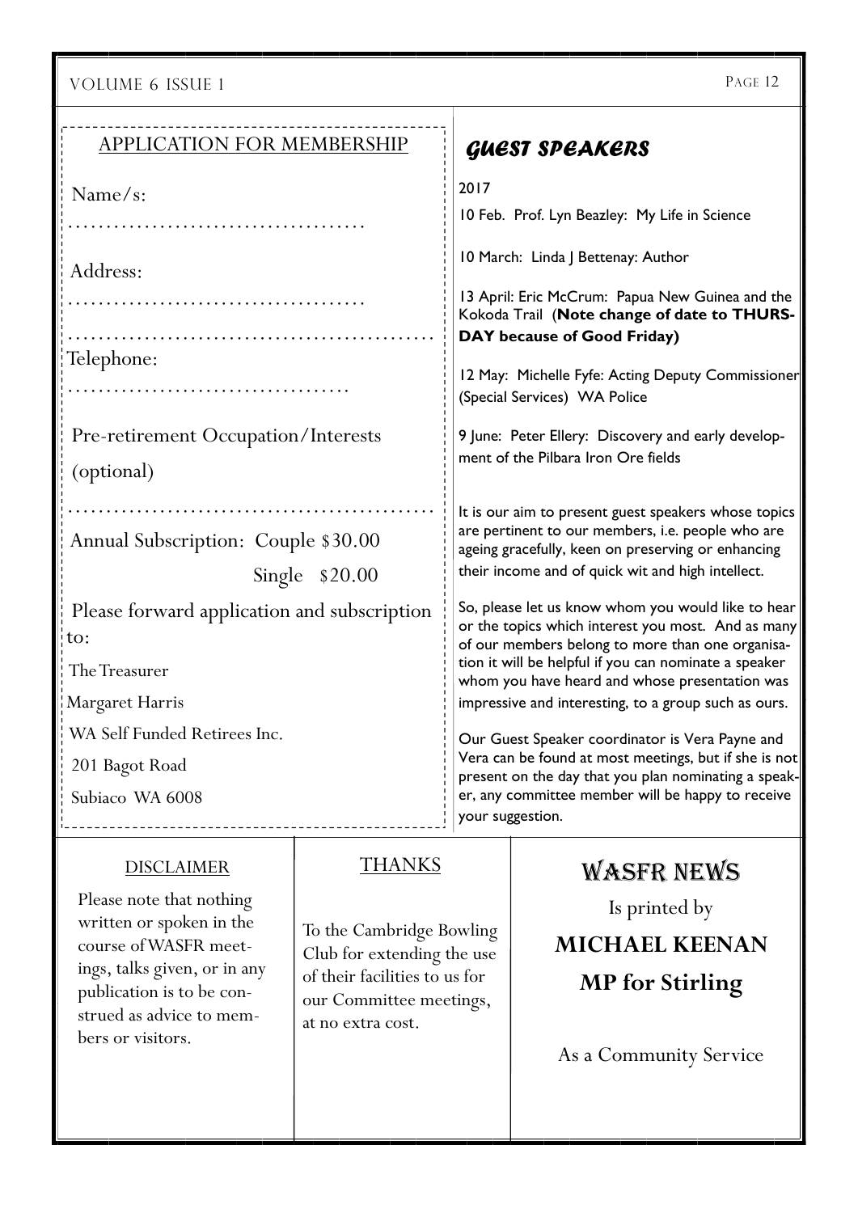## APPLICATION FOR MEMBERSHIP

Name/s:

.......................................

Address:

.......................................

...............................................

Telephone:

.....................................

Pre-retirement Occupation/Interests (optional)

...............................................

Annual Subscription: Couple $30.00

Single $20.00

Please forward application and subscription to:

The Treasurer

Margaret Harris

WA Self Funded Retirees Inc.

201 Bagot Road

Subiaco WA 6008

## *GUEST SPEAKERS*

2017

10 Feb. Prof. Lyn Beazley: My Life in Science

10 March: Linda J Bettenay: Author

13 April: Eric McCrum: Papua New Guinea and the Kokoda Trail (**Note change of date to THURSDAY because of Good Friday)**

12 May: Michelle Fyfe: Acting Deputy Commissioner (Special Services) WA Police

9 June: Peter Ellery: Discovery and early development of the Pilbara Iron Ore fields

It is our aim to present guest speakers whose topics are pertinent to our members, i.e. people who are ageing gracefully, keen on preserving or enhancing their income and of quick wit and high intellect.

So, please let us know whom you would like to hear or the topics which interest you most. And as many of our members belong to more than one organisation it will be helpful if you can nominate a speaker whom you have heard and whose presentation was impressive and interesting, to a group such as ours.

Our Guest Speaker coordinator is Vera Payne and Vera can be found at most meetings, but if she is not present on the day that you plan nominating a speaker, any committee member will be happy to receive your suggestion.

### DISCLAIMER

Please note that nothing written or spoken in the course of WASFR meetings, talks given, or in any publication is to be construed as advice to members or visitors.

### THANKS

To the Cambridge Bowling Club for extending the use of their facilities to us for our Committee meetings, at no extra cost.

### WASFR NEWS

Is printed by

**MICHAEL KEENAN**

**MP for Stirling**

As a Community Service